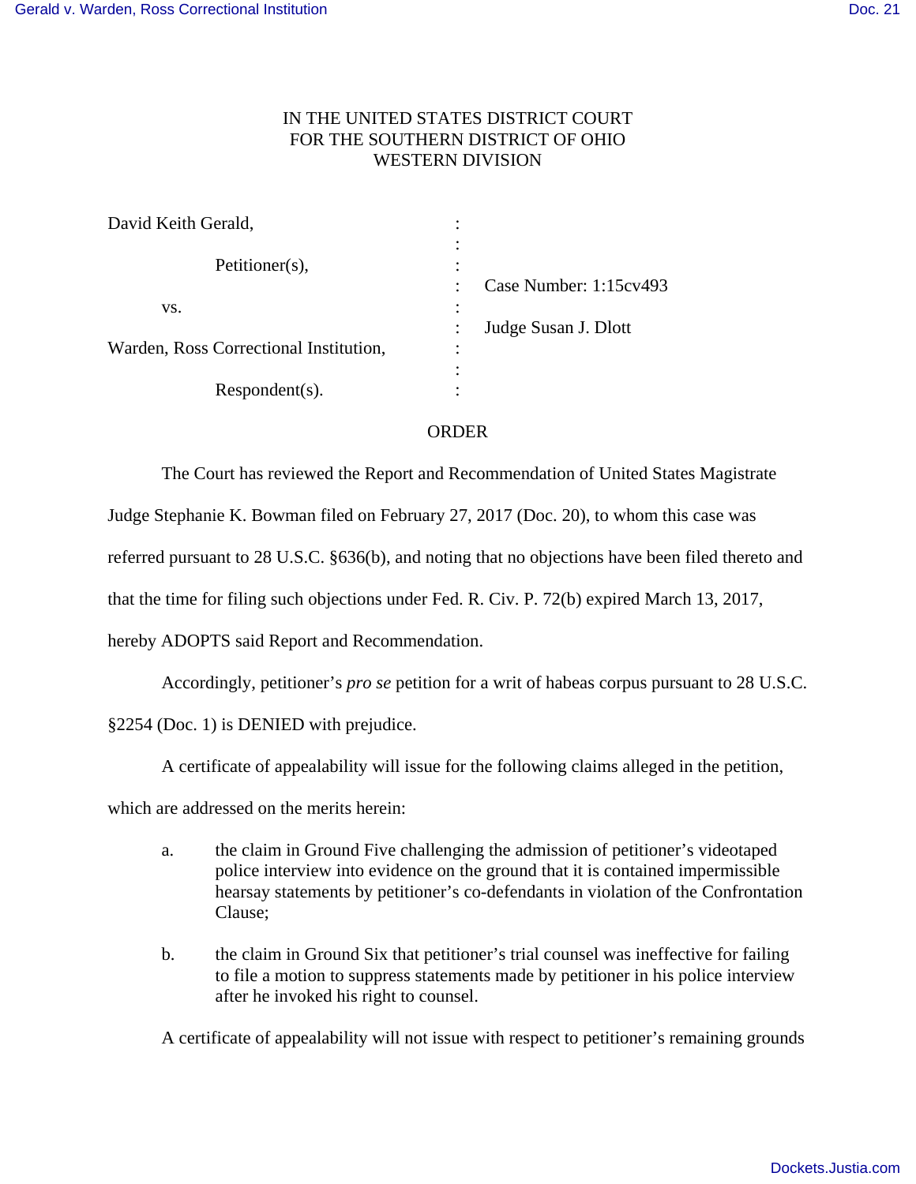IN THE UNITED STATES DISTRICT COURT
FOR THE SOUTHERN DISTRICT OF OHIO
WESTERN DIVISION

| | | |
|---|---|---|
| David Keith Gerald, | : | |
| | : | |
| Petitioner(s), | : | |
| | : | Case Number: 1:15cv493 |
| vs. | : | |
| | : | Judge Susan J. Dlott |
| Warden, Ross Correctional Institution, | : | |
| | : | |
| Respondent(s). | : | |

ORDER

The Court has reviewed the Report and Recommendation of United States Magistrate Judge Stephanie K. Bowman filed on February 27, 2017 (Doc. 20), to whom this case was referred pursuant to 28 U.S.C. §636(b), and noting that no objections have been filed thereto and that the time for filing such objections under Fed. R. Civ. P. 72(b) expired March 13, 2017, hereby ADOPTS said Report and Recommendation.

Accordingly, petitioner's *pro se* petition for a writ of habeas corpus pursuant to 28 U.S.C. §2254 (Doc. 1) is DENIED with prejudice.

A certificate of appealability will issue for the following claims alleged in the petition, which are addressed on the merits herein:

a. the claim in Ground Five challenging the admission of petitioner's videotaped police interview into evidence on the ground that it is contained impermissible hearsay statements by petitioner's co-defendants in violation of the Confrontation Clause;

b. the claim in Ground Six that petitioner's trial counsel was ineffective for failing to file a motion to suppress statements made by petitioner in his police interview after he invoked his right to counsel.

A certificate of appealability will not issue with respect to petitioner's remaining grounds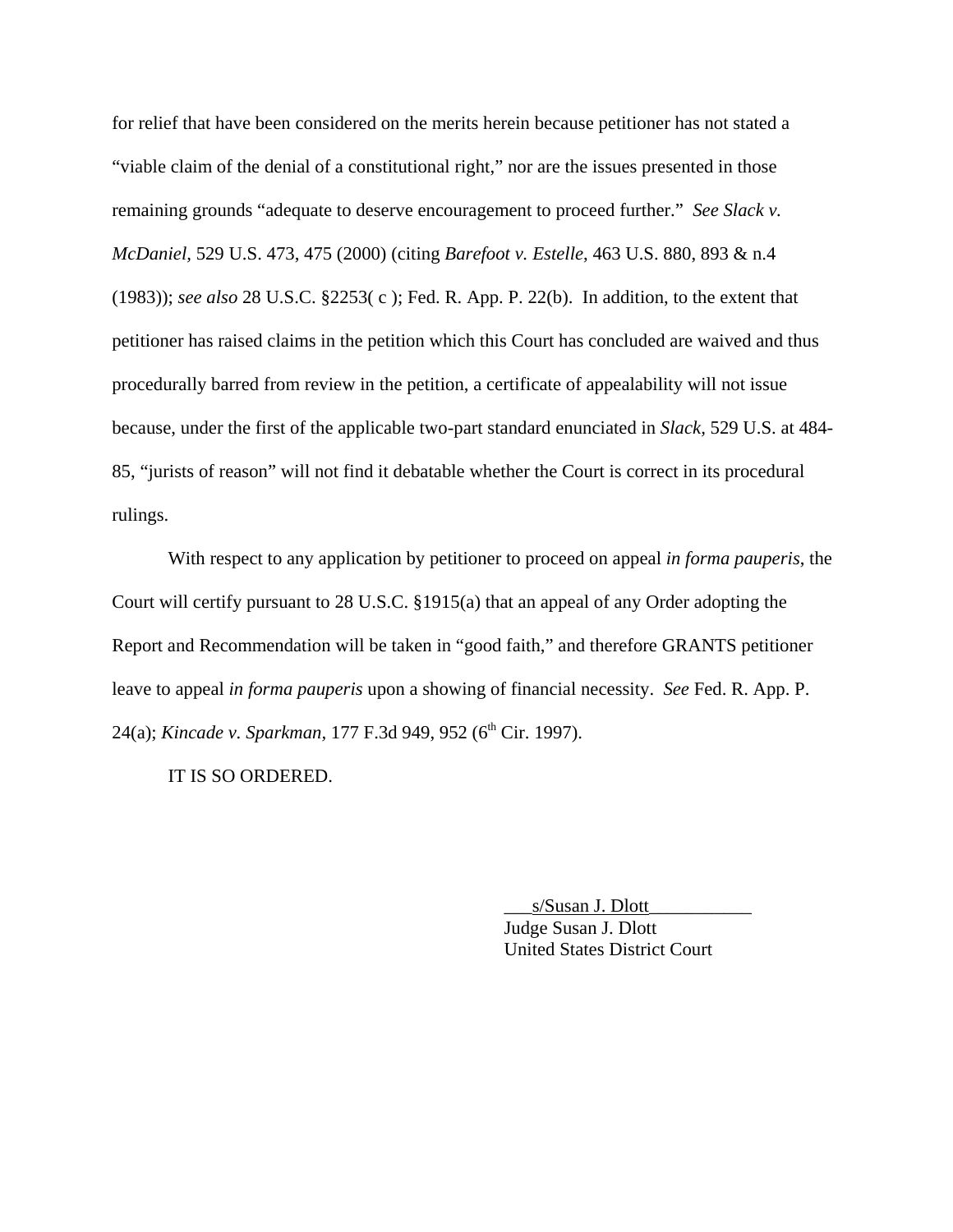for relief that have been considered on the merits herein because petitioner has not stated a "viable claim of the denial of a constitutional right," nor are the issues presented in those remaining grounds "adequate to deserve encouragement to proceed further." *See Slack v. McDaniel*, 529 U.S. 473, 475 (2000) (citing *Barefoot v. Estelle*, 463 U.S. 880, 893 & n.4 (1983)); *see also* 28 U.S.C. §2253( c ); Fed. R. App. P. 22(b). In addition, to the extent that petitioner has raised claims in the petition which this Court has concluded are waived and thus procedurally barred from review in the petition, a certificate of appealability will not issue because, under the first of the applicable two-part standard enunciated in *Slack*, 529 U.S. at 484-85, "jurists of reason" will not find it debatable whether the Court is correct in its procedural rulings.

With respect to any application by petitioner to proceed on appeal *in forma pauperis*, the Court will certify pursuant to 28 U.S.C. §1915(a) that an appeal of any Order adopting the Report and Recommendation will be taken in "good faith," and therefore GRANTS petitioner leave to appeal *in forma pauperis* upon a showing of financial necessity. *See* Fed. R. App. P. 24(a); *Kincade v. Sparkman*, 177 F.3d 949, 952 (6th Cir. 1997).

IT IS SO ORDERED.

s/Susan J. Dlott
Judge Susan J. Dlott
United States District Court